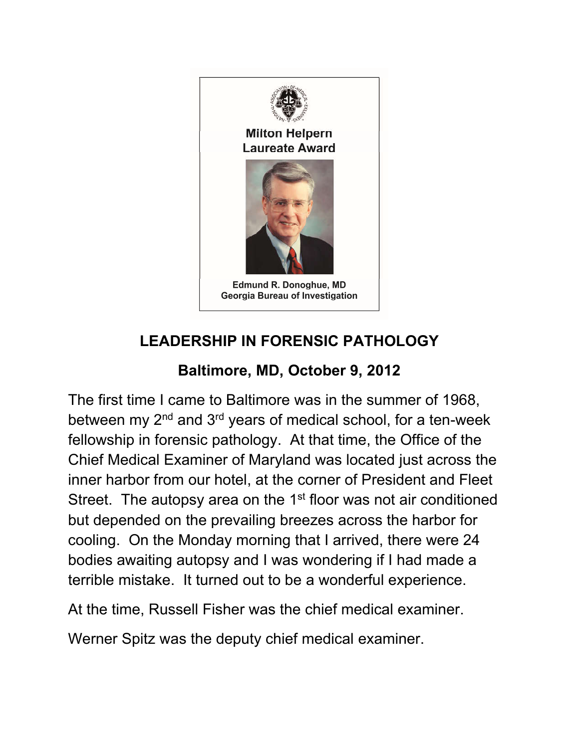Milton Helpern
Laureate Award

Edmund R. Donoghue, MD
Georgia Bureau of Investigation

## LEADERSHIP IN FORENSIC PATHOLOGY

### Baltimore, MD, October 9, 2012

The first time I came to Baltimore was in the summer of 1968, between my 2nd and 3rd years of medical school, for a ten-week fellowship in forensic pathology. At that time, the Office of the Chief Medical Examiner of Maryland was located just across the inner harbor from our hotel, at the corner of President and Fleet Street. The autopsy area on the 1st floor was not air conditioned but depended on the prevailing breezes across the harbor for cooling. On the Monday morning that I arrived, there were 24 bodies awaiting autopsy and I was wondering if I had made a terrible mistake. It turned out to be a wonderful experience.

At the time, Russell Fisher was the chief medical examiner.

Werner Spitz was the deputy chief medical examiner.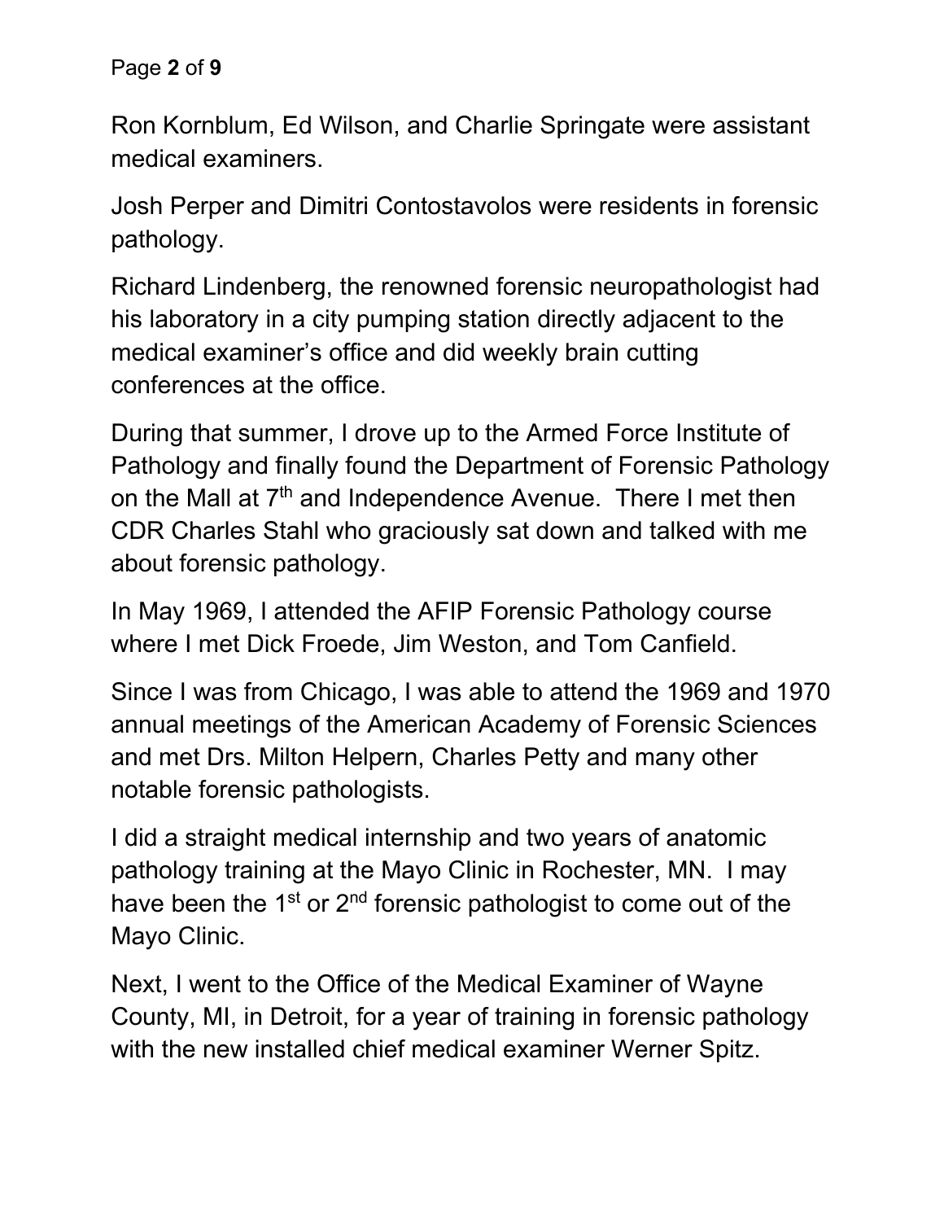Ron Kornblum, Ed Wilson, and Charlie Springate were assistant medical examiners.

Josh Perper and Dimitri Contostavolos were residents in forensic pathology.

Richard Lindenberg, the renowned forensic neuropathologist had his laboratory in a city pumping station directly adjacent to the medical examiner's office and did weekly brain cutting conferences at the office.

During that summer, I drove up to the Armed Force Institute of Pathology and finally found the Department of Forensic Pathology on the Mall at 7th and Independence Avenue. There I met then CDR Charles Stahl who graciously sat down and talked with me about forensic pathology.

In May 1969, I attended the AFIP Forensic Pathology course where I met Dick Froede, Jim Weston, and Tom Canfield.

Since I was from Chicago, I was able to attend the 1969 and 1970 annual meetings of the American Academy of Forensic Sciences and met Drs. Milton Helpern, Charles Petty and many other notable forensic pathologists.

I did a straight medical internship and two years of anatomic pathology training at the Mayo Clinic in Rochester, MN. I may have been the 1st or 2nd forensic pathologist to come out of the Mayo Clinic.

Next, I went to the Office of the Medical Examiner of Wayne County, MI, in Detroit, for a year of training in forensic pathology with the new installed chief medical examiner Werner Spitz.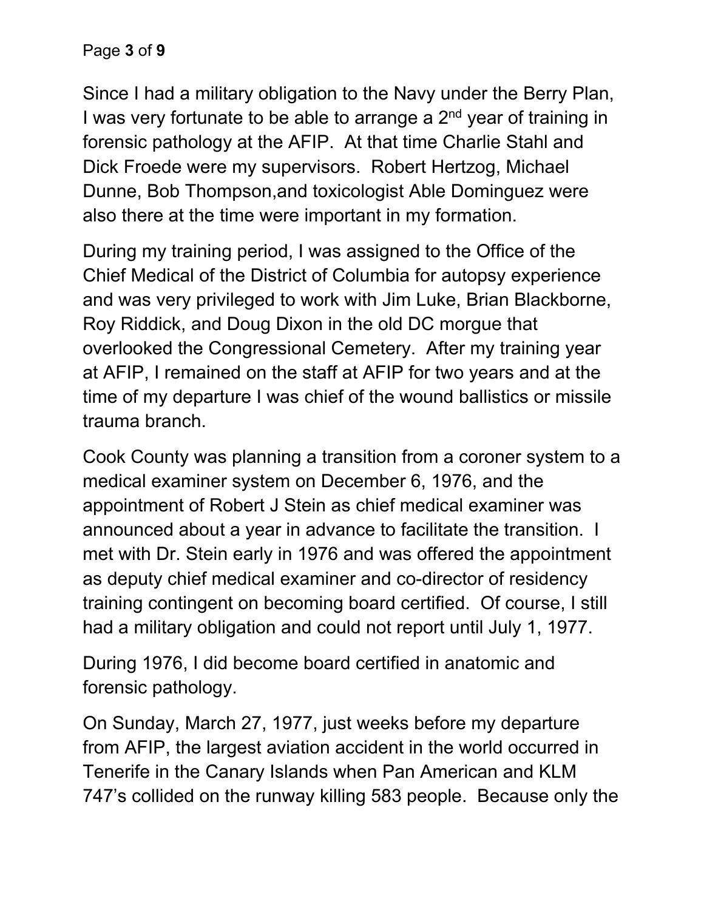Since I had a military obligation to the Navy under the Berry Plan, I was very fortunate to be able to arrange a 2nd year of training in forensic pathology at the AFIP. At that time Charlie Stahl and Dick Froede were my supervisors. Robert Hertzog, Michael Dunne, Bob Thompson,and toxicologist Able Dominguez were also there at the time were important in my formation.

During my training period, I was assigned to the Office of the Chief Medical of the District of Columbia for autopsy experience and was very privileged to work with Jim Luke, Brian Blackborne, Roy Riddick, and Doug Dixon in the old DC morgue that overlooked the Congressional Cemetery. After my training year at AFIP, I remained on the staff at AFIP for two years and at the time of my departure I was chief of the wound ballistics or missile trauma branch.

Cook County was planning a transition from a coroner system to a medical examiner system on December 6, 1976, and the appointment of Robert J Stein as chief medical examiner was announced about a year in advance to facilitate the transition. I met with Dr. Stein early in 1976 and was offered the appointment as deputy chief medical examiner and co-director of residency training contingent on becoming board certified. Of course, I still had a military obligation and could not report until July 1, 1977.

During 1976, I did become board certified in anatomic and forensic pathology.

On Sunday, March 27, 1977, just weeks before my departure from AFIP, the largest aviation accident in the world occurred in Tenerife in the Canary Islands when Pan American and KLM 747's collided on the runway killing 583 people. Because only the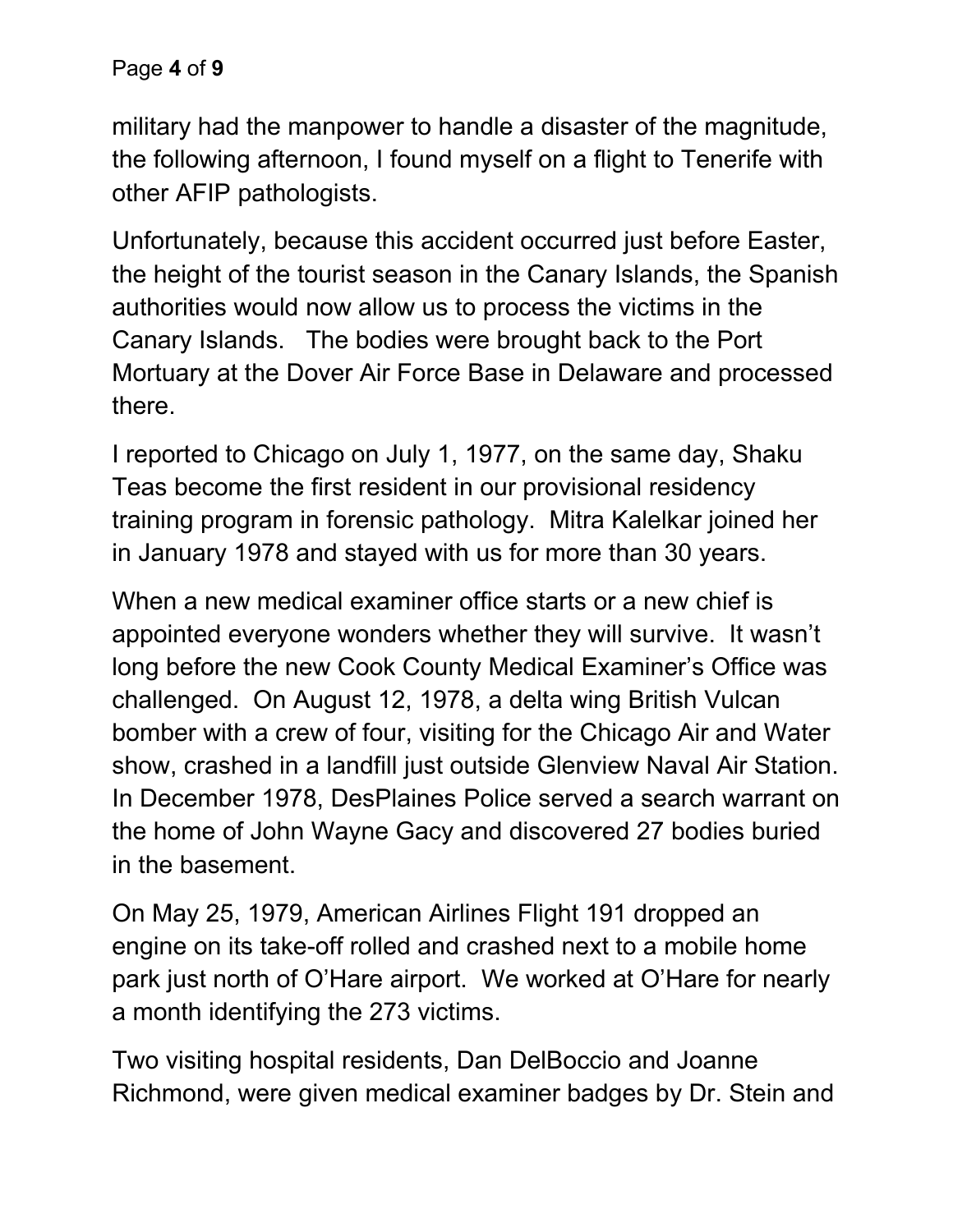military had the manpower to handle a disaster of the magnitude, the following afternoon, I found myself on a flight to Tenerife with other AFIP pathologists.

Unfortunately, because this accident occurred just before Easter, the height of the tourist season in the Canary Islands, the Spanish authorities would now allow us to process the victims in the Canary Islands.   The bodies were brought back to the Port Mortuary at the Dover Air Force Base in Delaware and processed there.

I reported to Chicago on July 1, 1977, on the same day, Shaku Teas become the first resident in our provisional residency training program in forensic pathology.  Mitra Kalelkar joined her in January 1978 and stayed with us for more than 30 years.

When a new medical examiner office starts or a new chief is appointed everyone wonders whether they will survive.  It wasn't long before the new Cook County Medical Examiner's Office was challenged.  On August 12, 1978, a delta wing British Vulcan bomber with a crew of four, visiting for the Chicago Air and Water show, crashed in a landfill just outside Glenview Naval Air Station. In December 1978, DesPlaines Police served a search warrant on the home of John Wayne Gacy and discovered 27 bodies buried in the basement.

On May 25, 1979, American Airlines Flight 191 dropped an engine on its take-off rolled and crashed next to a mobile home park just north of O'Hare airport.  We worked at O'Hare for nearly a month identifying the 273 victims.

Two visiting hospital residents, Dan DelBoccio and Joanne Richmond, were given medical examiner badges by Dr. Stein and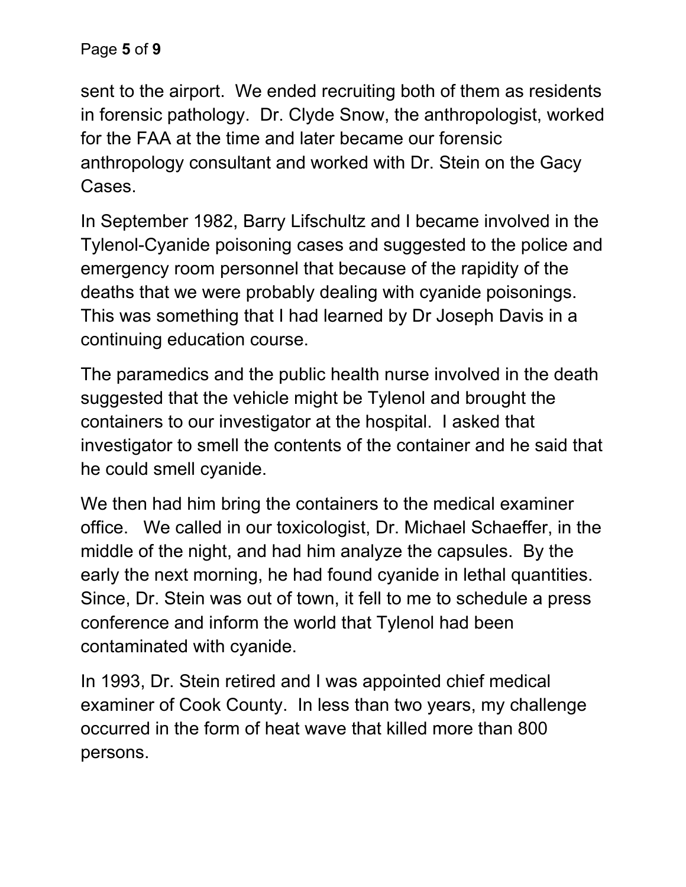sent to the airport. We ended recruiting both of them as residents in forensic pathology. Dr. Clyde Snow, the anthropologist, worked for the FAA at the time and later became our forensic anthropology consultant and worked with Dr. Stein on the Gacy Cases.

In September 1982, Barry Lifschultz and I became involved in the Tylenol-Cyanide poisoning cases and suggested to the police and emergency room personnel that because of the rapidity of the deaths that we were probably dealing with cyanide poisonings. This was something that I had learned by Dr Joseph Davis in a continuing education course.

The paramedics and the public health nurse involved in the death suggested that the vehicle might be Tylenol and brought the containers to our investigator at the hospital. I asked that investigator to smell the contents of the container and he said that he could smell cyanide.

We then had him bring the containers to the medical examiner office. We called in our toxicologist, Dr. Michael Schaeffer, in the middle of the night, and had him analyze the capsules. By the early the next morning, he had found cyanide in lethal quantities. Since, Dr. Stein was out of town, it fell to me to schedule a press conference and inform the world that Tylenol had been contaminated with cyanide.

In 1993, Dr. Stein retired and I was appointed chief medical examiner of Cook County. In less than two years, my challenge occurred in the form of heat wave that killed more than 800 persons.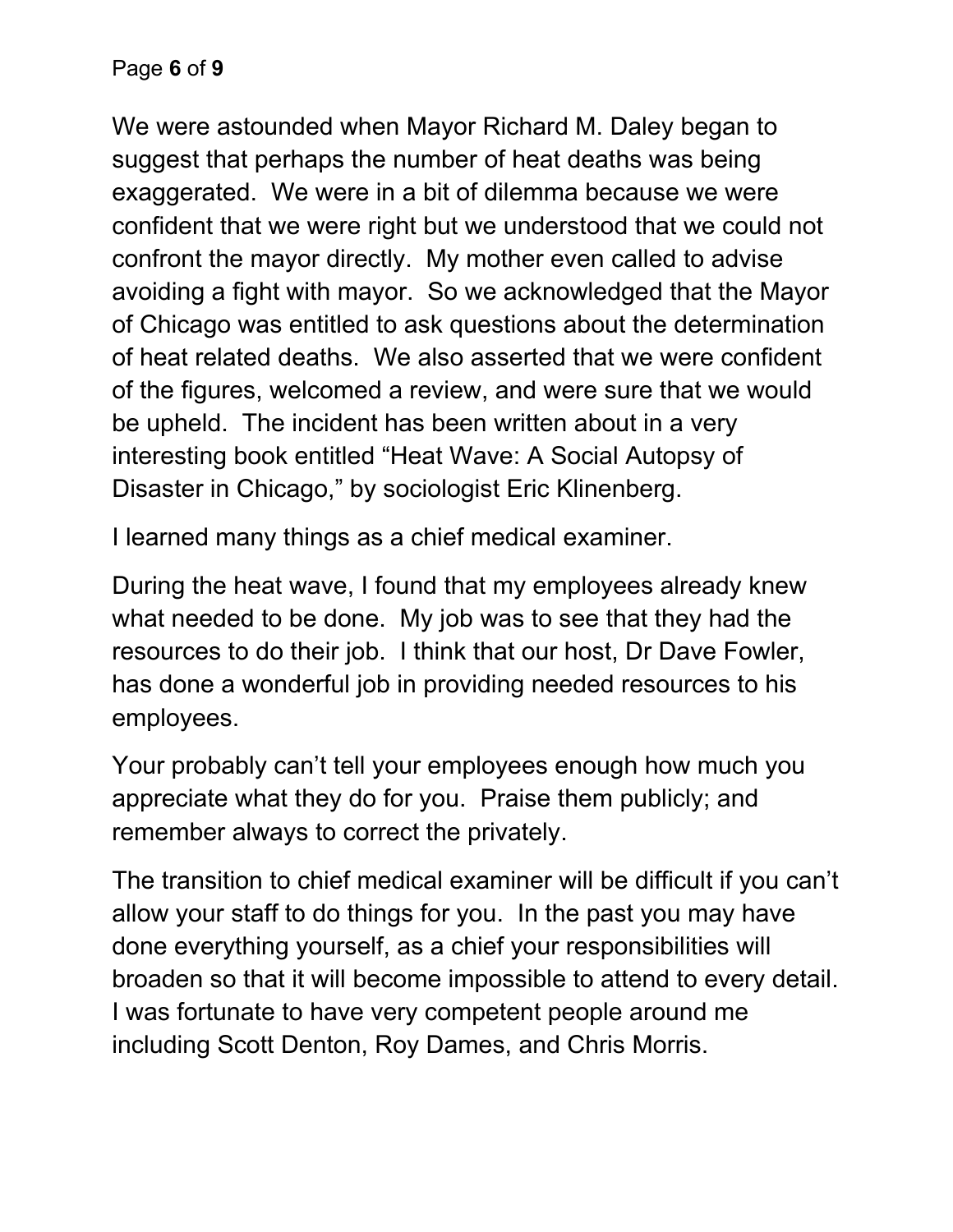We were astounded when Mayor Richard M. Daley began to suggest that perhaps the number of heat deaths was being exaggerated. We were in a bit of dilemma because we were confident that we were right but we understood that we could not confront the mayor directly. My mother even called to advise avoiding a fight with mayor. So we acknowledged that the Mayor of Chicago was entitled to ask questions about the determination of heat related deaths. We also asserted that we were confident of the figures, welcomed a review, and were sure that we would be upheld. The incident has been written about in a very interesting book entitled "Heat Wave: A Social Autopsy of Disaster in Chicago," by sociologist Eric Klinenberg.

I learned many things as a chief medical examiner.

During the heat wave, I found that my employees already knew what needed to be done. My job was to see that they had the resources to do their job. I think that our host, Dr Dave Fowler, has done a wonderful job in providing needed resources to his employees.

Your probably can't tell your employees enough how much you appreciate what they do for you. Praise them publicly; and remember always to correct the privately.

The transition to chief medical examiner will be difficult if you can't allow your staff to do things for you. In the past you may have done everything yourself, as a chief your responsibilities will broaden so that it will become impossible to attend to every detail. I was fortunate to have very competent people around me including Scott Denton, Roy Dames, and Chris Morris.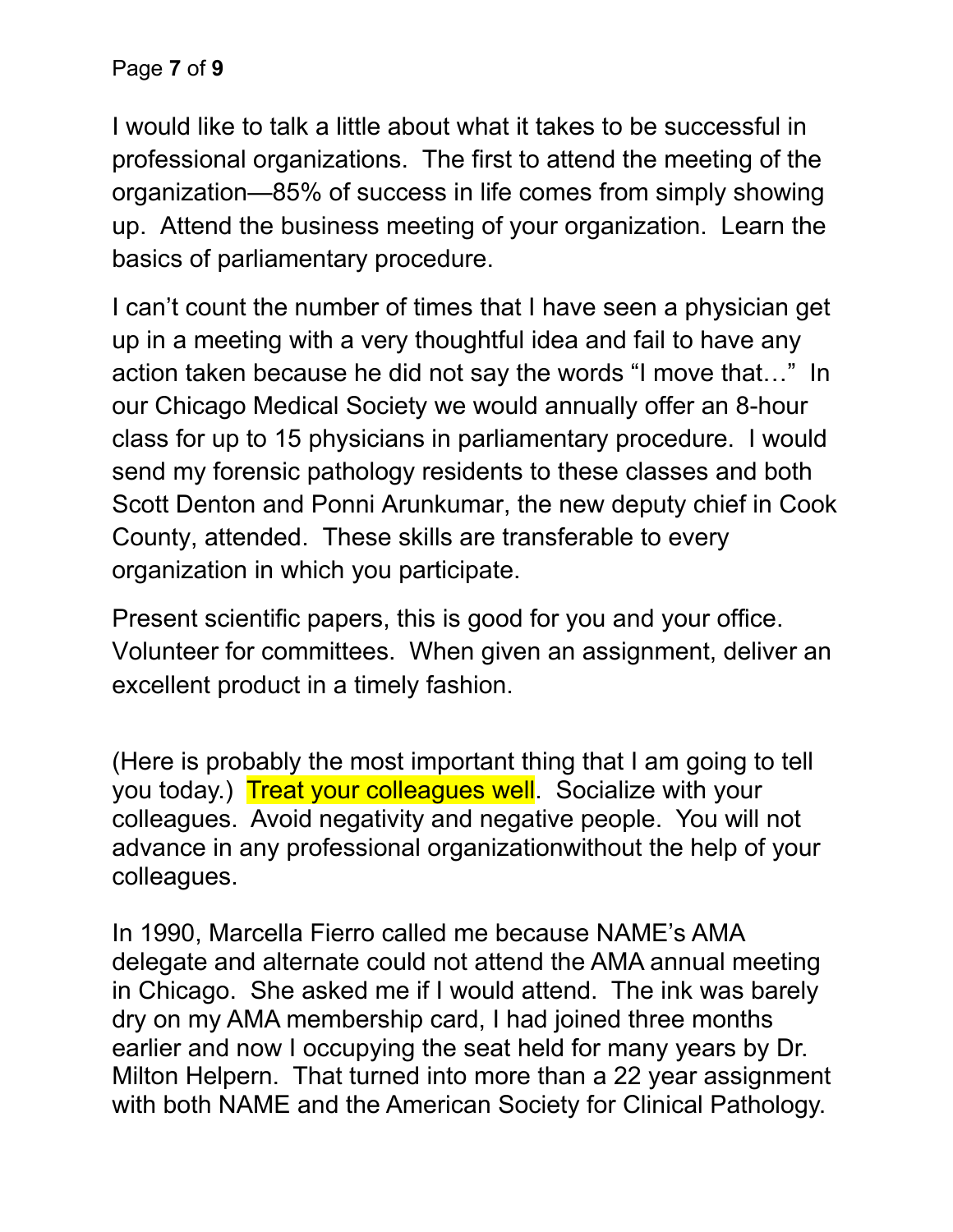I would like to talk a little about what it takes to be successful in professional organizations. The first to attend the meeting of the organization—85% of success in life comes from simply showing up. Attend the business meeting of your organization. Learn the basics of parliamentary procedure.

I can't count the number of times that I have seen a physician get up in a meeting with a very thoughtful idea and fail to have any action taken because he did not say the words "I move that…" In our Chicago Medical Society we would annually offer an 8-hour class for up to 15 physicians in parliamentary procedure. I would send my forensic pathology residents to these classes and both Scott Denton and Ponni Arunkumar, the new deputy chief in Cook County, attended. These skills are transferable to every organization in which you participate.

Present scientific papers, this is good for you and your office. Volunteer for committees. When given an assignment, deliver an excellent product in a timely fashion.

(Here is probably the most important thing that I am going to tell you today.) Treat your colleagues well. Socialize with your colleagues. Avoid negativity and negative people. You will not advance in any professional organizationwithout the help of your colleagues.

In 1990, Marcella Fierro called me because NAME's AMA delegate and alternate could not attend the AMA annual meeting in Chicago. She asked me if I would attend. The ink was barely dry on my AMA membership card, I had joined three months earlier and now I occupying the seat held for many years by Dr. Milton Helpern. That turned into more than a 22 year assignment with both NAME and the American Society for Clinical Pathology.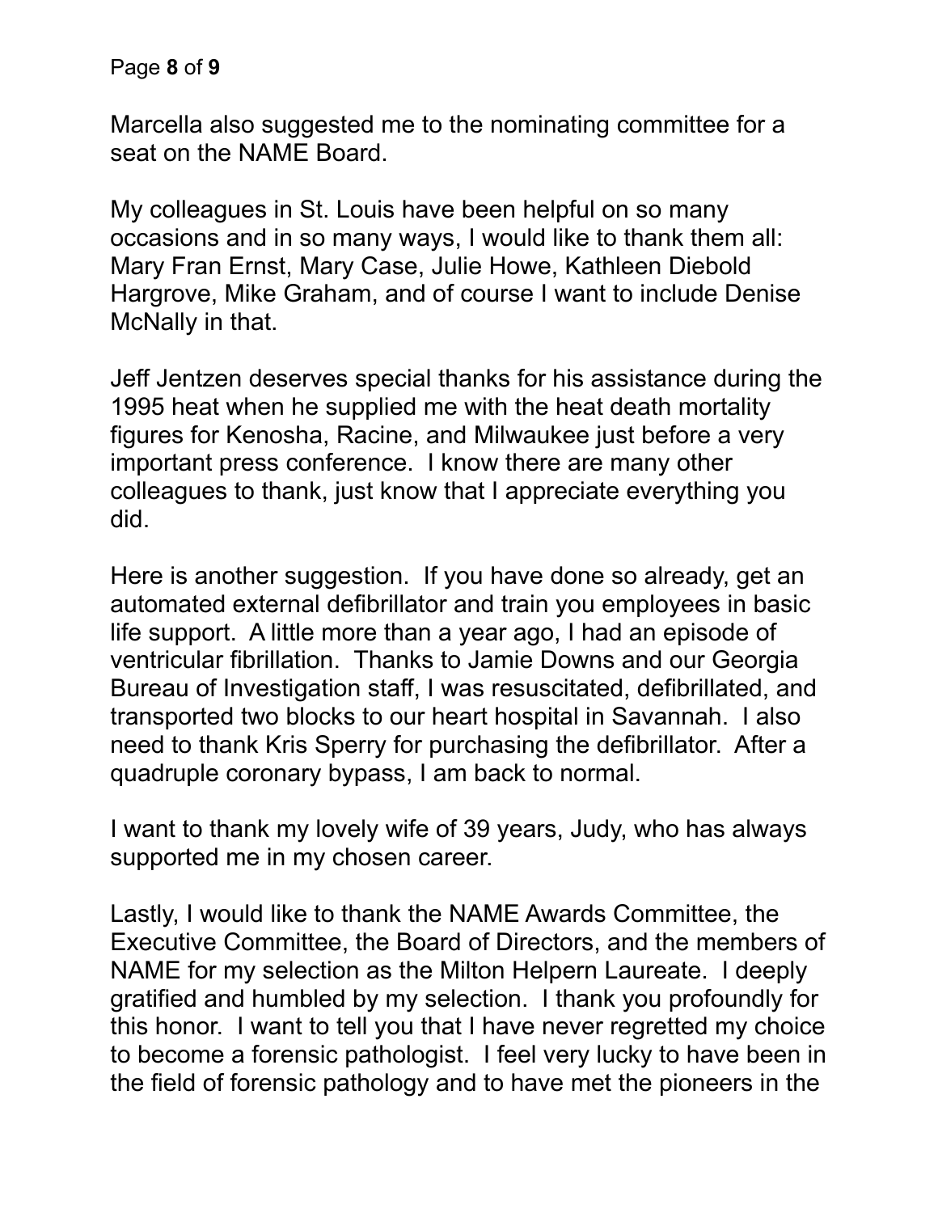Marcella also suggested me to the nominating committee for a seat on the NAME Board.

My colleagues in St. Louis have been helpful on so many occasions and in so many ways, I would like to thank them all: Mary Fran Ernst, Mary Case, Julie Howe, Kathleen Diebold Hargrove, Mike Graham, and of course I want to include Denise McNally in that.

Jeff Jentzen deserves special thanks for his assistance during the 1995 heat when he supplied me with the heat death mortality figures for Kenosha, Racine, and Milwaukee just before a very important press conference. I know there are many other colleagues to thank, just know that I appreciate everything you did.

Here is another suggestion. If you have done so already, get an automated external defibrillator and train you employees in basic life support. A little more than a year ago, I had an episode of ventricular fibrillation. Thanks to Jamie Downs and our Georgia Bureau of Investigation staff, I was resuscitated, defibrillated, and transported two blocks to our heart hospital in Savannah. I also need to thank Kris Sperry for purchasing the defibrillator. After a quadruple coronary bypass, I am back to normal.

I want to thank my lovely wife of 39 years, Judy, who has always supported me in my chosen career.

Lastly, I would like to thank the NAME Awards Committee, the Executive Committee, the Board of Directors, and the members of NAME for my selection as the Milton Helpern Laureate. I deeply gratified and humbled by my selection. I thank you profoundly for this honor. I want to tell you that I have never regretted my choice to become a forensic pathologist. I feel very lucky to have been in the field of forensic pathology and to have met the pioneers in the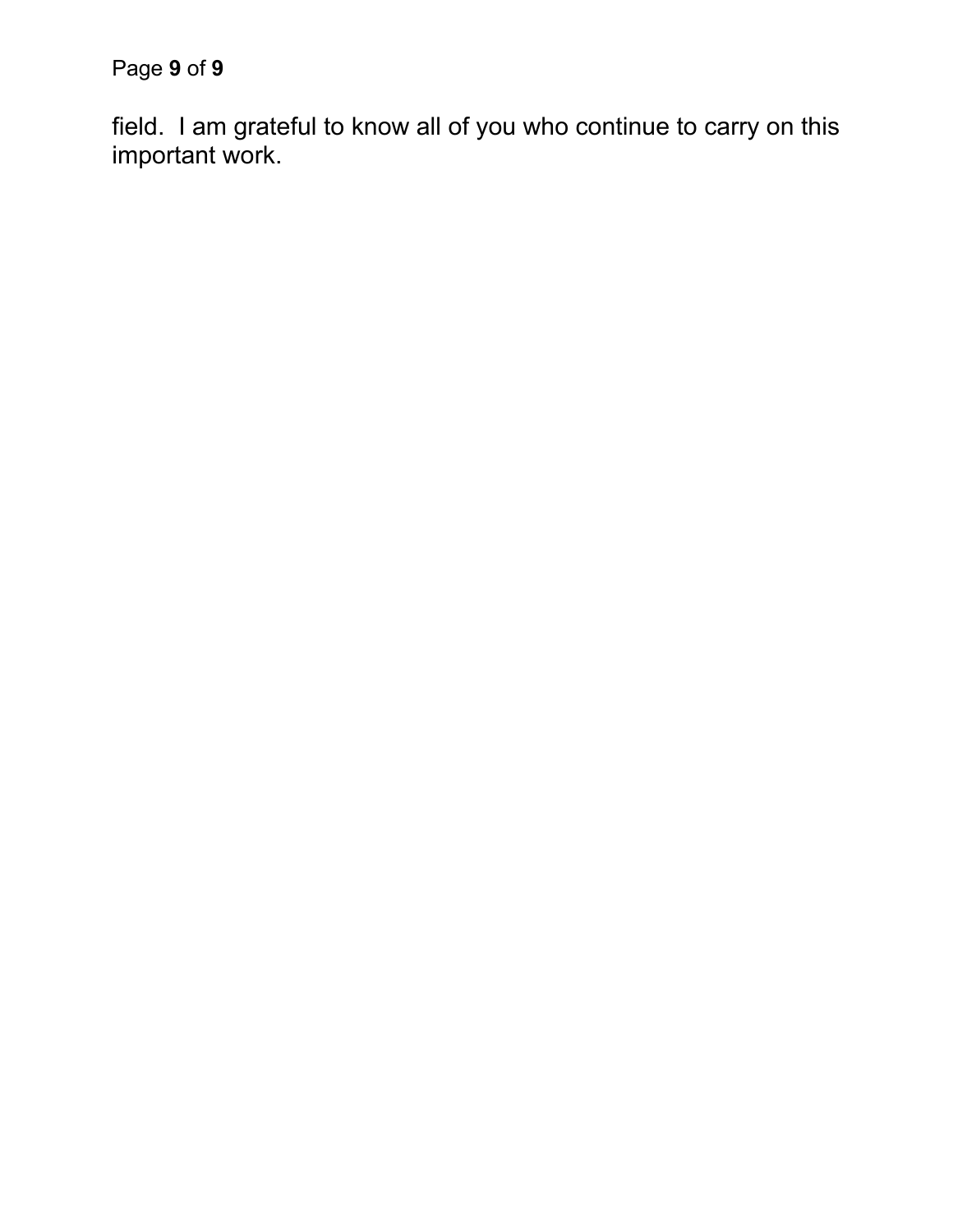field. I am grateful to know all of you who continue to carry on this important work.